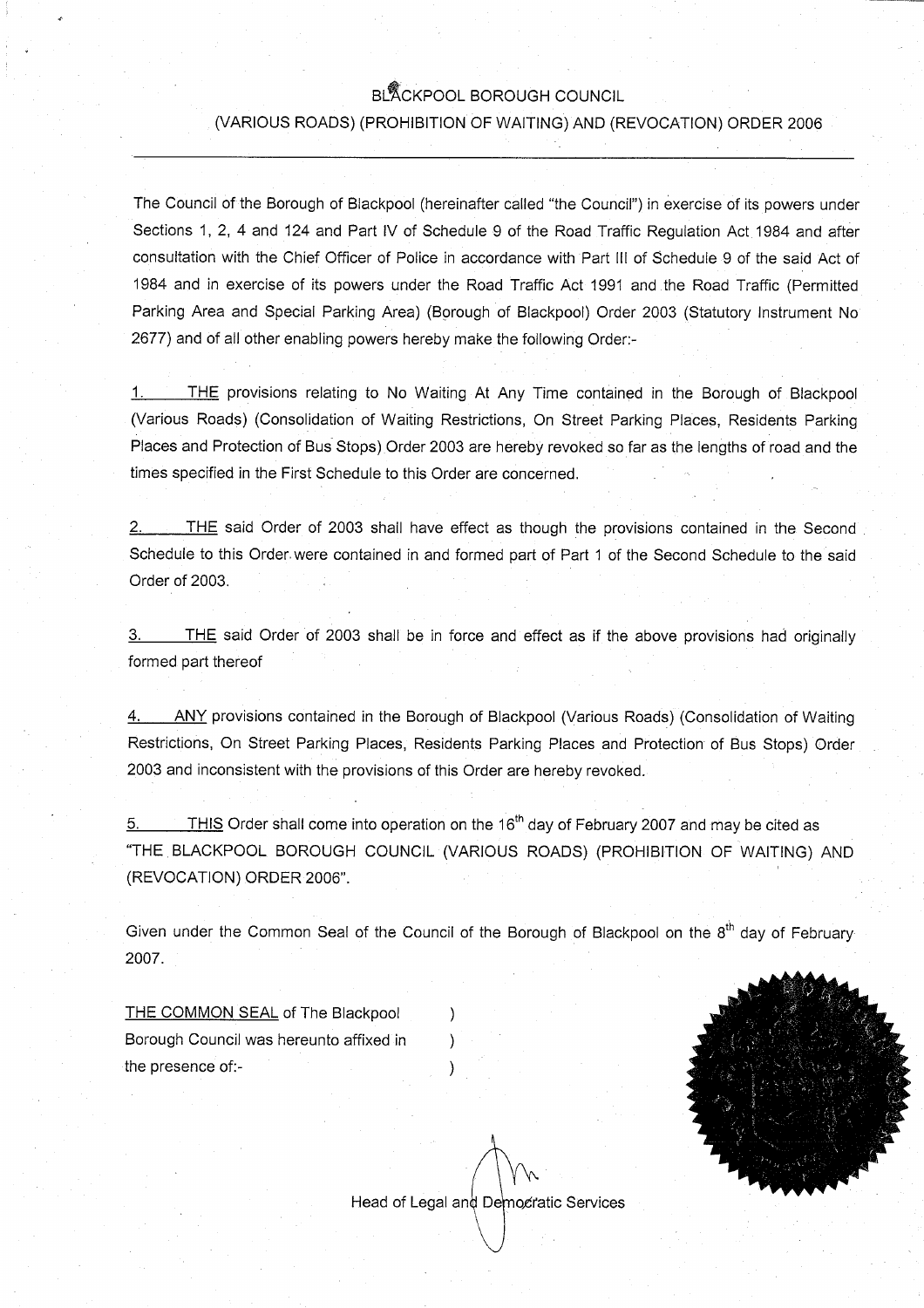# BLACKPOOL BOROUGH COUNCIL

## (VARIOUS ROADS) (PROHIBITION OF WAITING) AND (REVOCATION) ORDER 2006

---

The Council of the Borough of Blackpool (hereinafter called "the Council") in exercise of its powers under Sections 1, 2, 4 and 124 and Part IV of Schedule 9 of the Road Traffic Regulation Act 1984 and after consultation with the Chief Officer of Police in accordance with Part III of Schedule 9 of the said Act of 1984 and in exercise of its powers under the Road Traffic Act 1991 and the Road Traffic (Permitted Parking Area and Special Parking Area) (Borough of Blackpool) Order 2003 (Statutory Instrument No 2677) and of all other enabling powers hereby make the following Order:-

1. THE provisions relating to No Waiting At Any Time contained in the Borough of Blackpool (Various Roads) (Consolidation of Waiting Restrictions, On Street Parking Places, Residents Parking Places and Protection of Bus Stops) Order 2003 are hereby revoked so far as the lengths of road and the times specified in the First Schedule to this Order are concerned.

2. THE said Order of 2003 shall have effect as though the provisions contained in the Second Schedule to this Order were contained in and formed part of Part 1 of the Second Schedule to the said Order of 2003.

3. THE said Order of 2003 shall be in force and effect as if the above provisions had originally formed part thereof

4. ANY provisions contained in the Borough of Blackpool (Various Roads) (Consolidation of Waiting Restrictions, On Street Parking Places, Residents Parking Places and Protection of Bus Stops) Order 2003 and inconsistent with the provisions of this Order are hereby revoked.

5. THIS Order shall come into operation on the 16th day of February 2007 and may be cited as "THE BLACKPOOL BOROUGH COUNCIL (VARIOUS ROADS) (PROHIBITION OF WAITING) AND (REVOCATION) ORDER 2006".

Given under the Common Seal of the Council of the Borough of Blackpool on the 8th day of February 2007.

THE COMMON SEAL of The Blackpool Borough Council was hereunto affixed in the presence of:-

Head of Legal and Democratic Services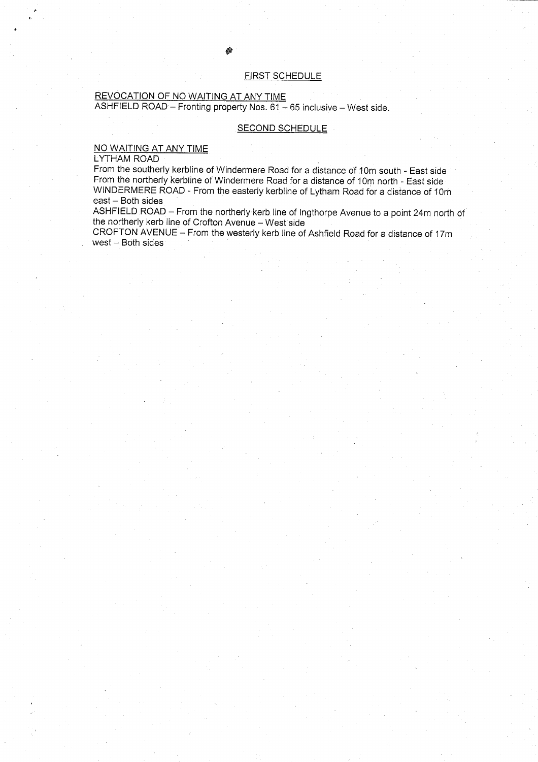## FIRST SCHEDULE

REVOCATION OF NO WAITING AT ANY TIME

ASHFIELD ROAD – Fronting property Nos. 61 – 65 inclusive – West side.

## SECOND SCHEDULE

NO WAITING AT ANY TIME

LYTHAM ROAD

From the southerly kerbline of Windermere Road for a distance of 10m south - East side

From the northerly kerbline of Windermere Road for a distance of 10m north - East side

WINDERMERE ROAD - From the easterly kerbline of Lytham Road for a distance of 10m east – Both sides

ASHFIELD ROAD – From the northerly kerb line of Ingthorpe Avenue to a point 24m north of the northerly kerb line of Crofton Avenue – West side

CROFTON AVENUE – From the westerly kerb line of Ashfield Road for a distance of 17m west – Both sides